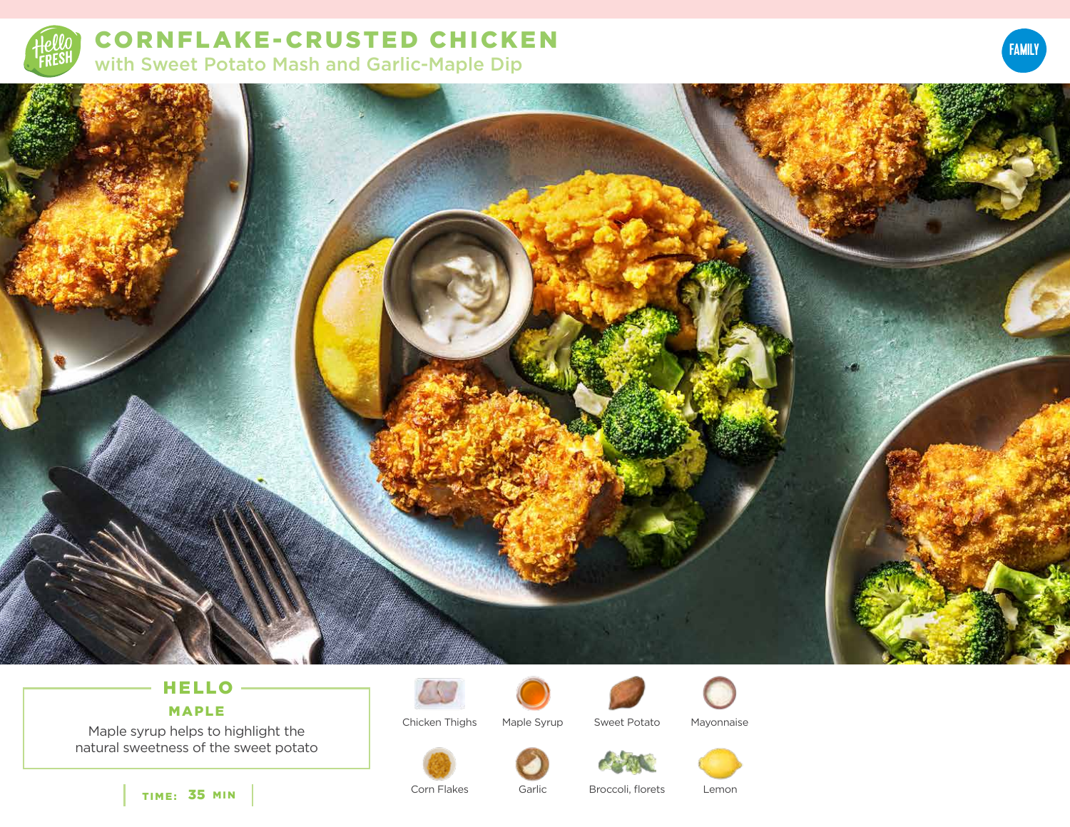# CORNFLAKE-CRUSTED CHICKEN

## with Sweet Potato Mash and Garlic-Maple Dip

FAMILY

### HELLO

**MAPLE**

Maple syrup helps to highlight the natural sweetness of the sweet potato

**TIME: 35 MIN**

- Chicken Thighs
- Maple Syrup
- Sweet Potato
- Mayonnaise
- Corn Flakes
- Garlic
- Broccoli, florets
- Lemon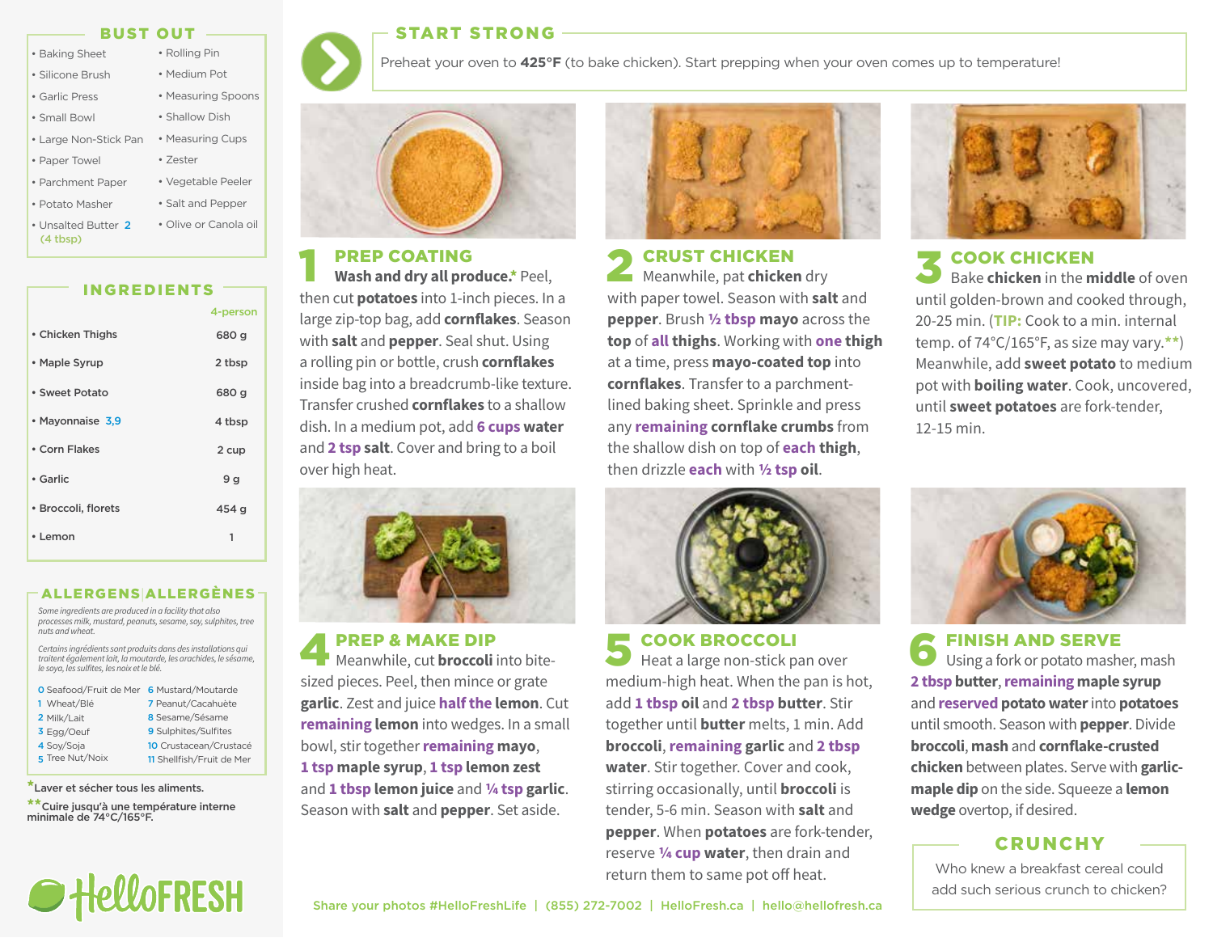## BUST OUT

- Baking Sheet
- Silicone Brush
- Garlic Press
- Small Bowl
- Large Non-Stick Pan
- Paper Towel
- Parchment Paper
- Potato Masher
- Unsalted Butter 2 (4 tbsp)
- Rolling Pin
- Medium Pot
- Measuring Spoons
- Shallow Dish
- Measuring Cups
- Zester
- Vegetable Peeler
- Salt and Pepper
- Olive or Canola oil

## INGREDIENTS

| | 4-person |
|---|---|
| Chicken Thighs | 680 g |
| Maple Syrup | 2 tbsp |
| Sweet Potato | 680 g |
| Mayonnaise 3,9 | 4 tbsp |
| Corn Flakes | 2 cup |
| Garlic | 9 g |
| Broccoli, florets | 454 g |
| Lemon | 1 |

## ALLERGENS|ALLERGÈNES

*Some ingredients are produced in a facility that also processes milk, mustard, peanuts, sesame, soy, sulphites, tree nuts and wheat.*

*Certains ingrédients sont produits dans des installations qui traitent également lait, la moutarde, les arachides, le sésame, le soya, les sulfites, les noix et le blé.*

| | |
|---|---|
| 0 Seafood/Fruit de Mer | 6 Mustard/Moutarde |
| 1 Wheat/Blé | 7 Peanut/Cacahuète |
| 2 Milk/Lait | 8 Sesame/Sésame |
| 3 Egg/Oeuf | 9 Sulphites/Sulfites |
| 4 Soy/Soja | 10 Crustacean/Crustacé |
| 5 Tree Nut/Noix | 11 Shellfish/Fruit de Mer |

*Laver et sécher tous les aliments.

**Cuire jusqu'à une température interne minimale de 74°C/165°F.

HelloFRESH

## START STRONG

Preheat your oven to **425°F** (to bake chicken). Start prepping when your oven comes up to temperature!

## 1 PREP COATING

**Wash and dry all produce.*** Peel, then cut **potatoes** into 1-inch pieces. In a large zip-top bag, add **cornflakes**. Season with **salt** and **pepper**. Seal shut. Using a rolling pin or bottle, crush **cornflakes** inside bag into a breadcrumb-like texture. Transfer crushed **cornflakes** to a shallow dish. In a medium pot, add **6 cups water** and **2 tsp salt**. Cover and bring to a boil over high heat.

## 2 CRUST CHICKEN

Meanwhile, pat **chicken** dry with paper towel. Season with **salt** and **pepper**. Brush **½ tbsp mayo** across the **top** of **all thighs**. Working with **one thigh** at a time, press **mayo-coated top** into **cornflakes**. Transfer to a parchment-lined baking sheet. Sprinkle and press any **remaining cornflake crumbs** from the shallow dish on top of **each thigh**, then drizzle **each** with **½ tsp oil**.

## 3 COOK CHICKEN

Bake **chicken** in the **middle** of oven until golden-brown and cooked through, 20-25 min. (**TIP:** Cook to a min. internal temp. of 74°C/165°F, as size may vary.**) Meanwhile, add **sweet potato** to medium pot with **boiling water**. Cook, uncovered, until **sweet potatoes** are fork-tender, 12-15 min.

## 4 PREP & MAKE DIP

Meanwhile, cut **broccoli** into bite-sized pieces. Peel, then mince or grate **garlic**. Zest and juice **half the lemon**. Cut **remaining lemon** into wedges. In a small bowl, stir together **remaining mayo**, **1 tsp maple syrup**, **1 tsp lemon zest** and **1 tbsp lemon juice** and **¼ tsp garlic**. Season with **salt** and **pepper**. Set aside.

## 5 COOK BROCCOLI

Heat a large non-stick pan over medium-high heat. When the pan is hot, add **1 tbsp oil** and **2 tbsp butter**. Stir together until **butter** melts, 1 min. Add **broccoli**, **remaining garlic** and **2 tbsp water**. Stir together. Cover and cook, stirring occasionally, until **broccoli** is tender, 5-6 min. Season with **salt** and **pepper**. When **potatoes** are fork-tender, reserve **¼ cup water**, then drain and return them to same pot off heat.

## 6 FINISH AND SERVE

Using a fork or potato masher, mash **2 tbsp butter**, **remaining maple syrup** and **reserved potato water** into **potatoes** until smooth. Season with **pepper**. Divide **broccoli**, **mash** and **cornflake-crusted chicken** between plates. Serve with **garlic-maple dip** on the side. Squeeze a **lemon wedge** overtop, if desired.

## CRUNCHY

Who knew a breakfast cereal could add such serious crunch to chicken?

Share your photos #HelloFreshLife | (855) 272-7002 | HelloFresh.ca | hello@hellofresh.ca